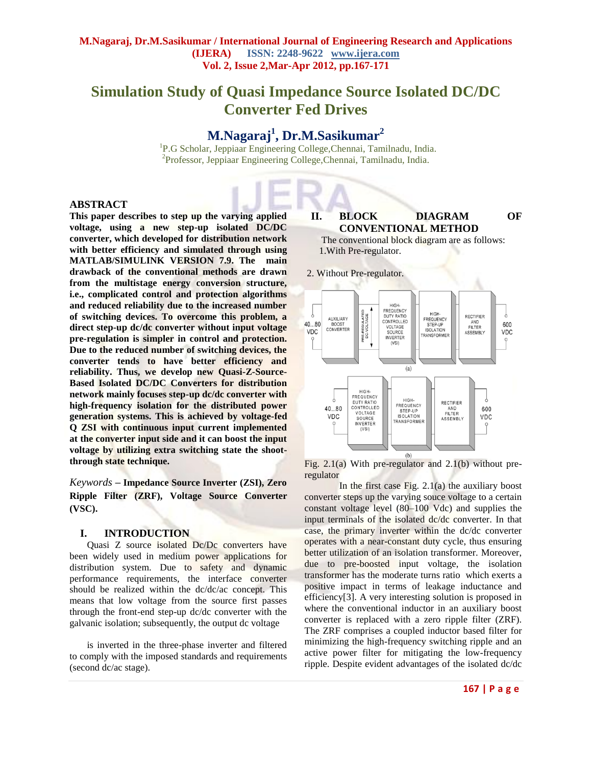# Simulation Study of Quasi Impedance Source Isolated DC/DC Converter Fed Drives

**M.Nagaraj[1], Dr.M.Sasikumar[2]**

[1]P.G Scholar, Jeppiaar Engineering College,Chennai, Tamilnadu, India.
[2]Professor, Jeppiaar Engineering College,Chennai, Tamilnadu, India.

## ABSTRACT

**This paper describes to step up the varying applied voltage, using a new step-up isolated DC/DC converter, which developed for distribution network with better efficiency and simulated through using MATLAB/SIMULINK VERSION 7.9. The main drawback of the conventional methods are drawn from the multistage energy conversion structure, i.e., complicated control and protection algorithms and reduced reliability due to the increased number of switching devices. To overcome this problem, a direct step-up dc/dc converter without input voltage pre-regulation is simpler in control and protection. Due to the reduced number of switching devices, the converter tends to have better efficiency and reliability. Thus, we develop new Quasi-Z-Source-Based Isolated DC/DC Converters for distribution network mainly focuses step-up dc/dc converter with high-frequency isolation for the distributed power generation systems. This is achieved by voltage-fed Q ZSI with continuous input current implemented at the converter input side and it can boost the input voltage by utilizing extra switching state the shoot-through state technique.**

*Keywords* – **Impedance Source Inverter (ZSI), Zero Ripple Filter (ZRF), Voltage Source Converter (VSC).**

## I. INTRODUCTION

Quasi Z source isolated Dc/Dc converters have been widely used in medium power applications for distribution system. Due to safety and dynamic performance requirements, the interface converter should be realized within the dc/dc/ac concept. This means that low voltage from the source first passes through the front-end step-up dc/dc converter with the galvanic isolation; subsequently, the output dc voltage

is inverted in the three-phase inverter and filtered to comply with the imposed standards and requirements (second dc/ac stage).

## II. BLOCK DIAGRAM OF CONVENTIONAL METHOD

The conventional block diagram are as follows:

1.With Pre-regulator.

2. Without Pre-regulator.

Fig. 2.1(a) With pre-regulator and 2.1(b) without pre-regulator

In the first case Fig. 2.1(a) the auxiliary boost converter steps up the varying souce voltage to a certain constant voltage level (80–100 Vdc) and supplies the input terminals of the isolated dc/dc converter. In that case, the primary inverter within the dc/dc converter operates with a near-constant duty cycle, thus ensuring better utilization of an isolation transformer. Moreover, due to pre-boosted input voltage, the isolation transformer has the moderate turns ratio which exerts a positive impact in terms of leakage inductance and efficiency[3]. A very interesting solution is proposed in where the conventional inductor in an auxiliary boost converter is replaced with a zero ripple filter (ZRF). The ZRF comprises a coupled inductor based filter for minimizing the high-frequency switching ripple and an active power filter for mitigating the low-frequency ripple. Despite evident advantages of the isolated dc/dc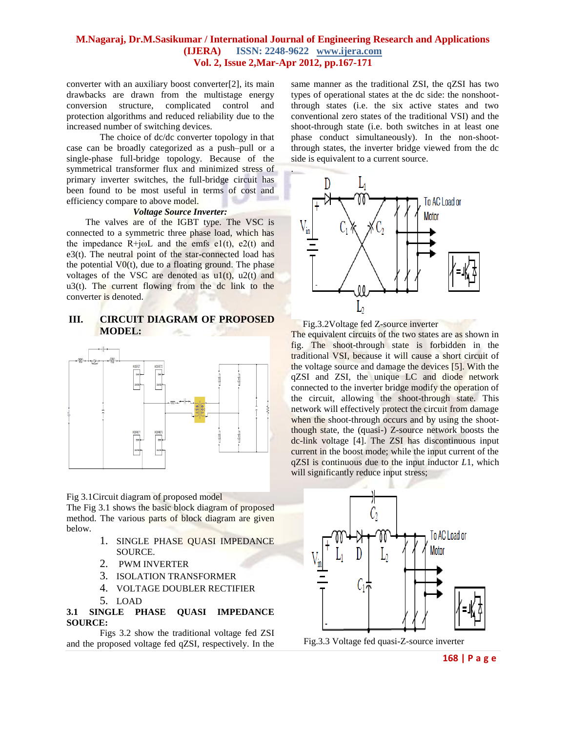converter with an auxiliary boost converter[2], its main drawbacks are drawn from the multistage energy conversion structure, complicated control and protection algorithms and reduced reliability due to the increased number of switching devices.

The choice of dc/dc converter topology in that case can be broadly categorized as a push–pull or a single-phase full-bridge topology. Because of the symmetrical transformer flux and minimized stress of primary inverter switches, the full-bridge circuit has been found to be most useful in terms of cost and efficiency compare to above model.

***Voltage Source Inverter:***

The valves are of the IGBT type. The VSC is connected to a symmetric three phase load, which has the impedance R+jωL and the emfs e1(t), e2(t) and e3(t). The neutral point of the star-connected load has the potential V0(t), due to a floating ground. The phase voltages of the VSC are denoted as u1(t), u2(t) and u3(t). The current flowing from the dc link to the converter is denoted.

## III. CIRCUIT DIAGRAM OF PROPOSED MODEL:

Fig 3.1Circuit diagram of proposed model

The Fig 3.1 shows the basic block diagram of proposed method. The various parts of block diagram are given below.

1. SINGLE PHASE QUASI IMPEDANCE SOURCE.
2. PWM INVERTER
3. ISOLATION TRANSFORMER
4. VOLTAGE DOUBLER RECTIFIER
5. LOAD

### 3.1 SINGLE PHASE QUASI IMPEDANCE SOURCE:

Figs 3.2 show the traditional voltage fed ZSI and the proposed voltage fed qZSI, respectively. In the same manner as the traditional ZSI, the qZSI has two types of operational states at the dc side: the nonshoot-through states (i.e. the six active states and two conventional zero states of the traditional VSI) and the shoot-through state (i.e. both switches in at least one phase conduct simultaneously). In the non-shoot-through states, the inverter bridge viewed from the dc side is equivalent to a current source.

Fig.3.2Voltage fed Z-source inverter

The equivalent circuits of the two states are as shown in fig. The shoot-through state is forbidden in the traditional VSI, because it will cause a short circuit of the voltage source and damage the devices [5]. With the qZSI and ZSI, the unique LC and diode network connected to the inverter bridge modify the operation of the circuit, allowing the shoot-through state. This network will effectively protect the circuit from damage when the shoot-through occurs and by using the shoot-though state, the (quasi-) Z-source network boosts the dc-link voltage [4]. The ZSI has discontinuous input current in the boost mode; while the input current of the qZSI is continuous due to the input inductor *L*1, which will significantly reduce input stress;

Fig.3.3 Voltage fed quasi-Z-source inverter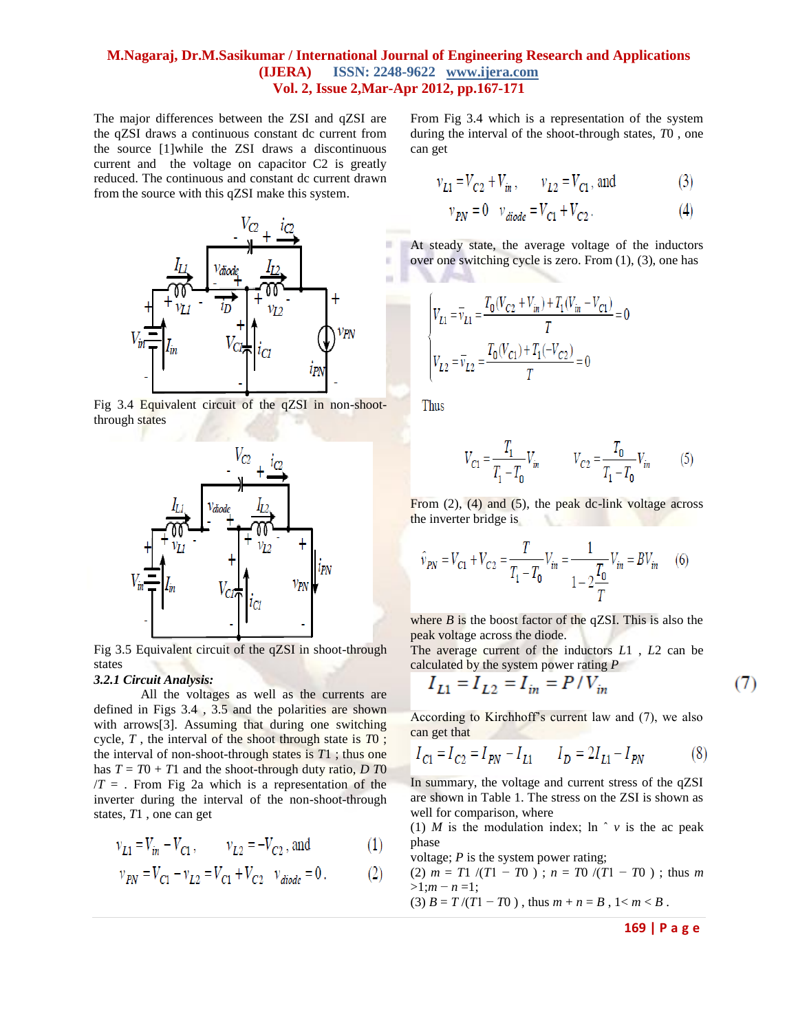The major differences between the ZSI and qZSI are the qZSI draws a continuous constant dc current from the source [1]while the ZSI draws a discontinuous current and the voltage on capacitor C2 is greatly reduced. The continuous and constant dc current drawn from the source with this qZSI make this system.

Fig 3.4 Equivalent circuit of the qZSI in non-shoot-through states

Fig 3.5 Equivalent circuit of the qZSI in shoot-through states

***3.2.1 Circuit Analysis:***

All the voltages as well as the currents are defined in Figs 3.4 , 3.5 and the polarities are shown with arrows[3]. Assuming that during one switching cycle, $T$ , the interval of the shoot through state is $T0$ ; the interval of non-shoot-through states is $T1$ ; thus one has $T = T0 + T1$ and the shoot-through duty ratio, $D$ $T0$ $/T$ = . From Fig 2a which is a representation of the inverter during the interval of the non-shoot-through states, $T1$ , one can get

$$v_{L1} = V_{in} - V_{C1}, \quad v_{L2} = -V_{C2}, \text{ and} \tag{1}$$

$$v_{PN} = V_{C1} - v_{L2} = V_{C1} + V_{C2} \quad v_{diode} = 0. \tag{2}$$

From Fig 3.4 which is a representation of the system during the interval of the shoot-through states, $T0$ , one can get

$$v_{L1} = V_{C2} + V_{in}, \quad v_{L2} = V_{C1}, \text{ and} \tag{3}$$

$$v_{PN} = 0 \quad v_{diode} = V_{C1} + V_{C2}. \tag{4}$$

At steady state, the average voltage of the inductors over one switching cycle is zero. From (1), (3), one has

$$\begin{cases} V_{L1} = \bar{v}_{L1} = \dfrac{T_0(V_{C2} + V_{in}) + T_1(V_{in} - V_{C1})}{T} = 0 \\ V_{L2} = \bar{v}_{L2} = \dfrac{T_0(V_{C1}) + T_1(-V_{C2})}{T} = 0 \end{cases}$$

Thus

$$V_{C1} = \frac{T_1}{T_1 - T_0} V_{in} \qquad V_{C2} = \frac{T_0}{T_1 - T_0} V_{in} \tag{5}$$

From (2), (4) and (5), the peak dc-link voltage across the inverter bridge is

$$\hat{v}_{PN} = V_{C1} + V_{C2} = \frac{T}{T_1 - T_0} V_{in} = \frac{1}{1 - 2\frac{T_0}{T}} V_{in} = BV_{in} \tag{6}$$

where $B$ is the boost factor of the qZSI. This is also the peak voltage across the diode.

The average current of the inductors $L1$ , $L2$ can be calculated by the system power rating $P$

$$I_{L1} = I_{L2} = I_{in} = P / V_{in} \tag{7}$$

According to Kirchhoff's current law and (7), we also can get that

$$I_{C1} = I_{C2} = I_{PN} - I_{L1} \qquad I_D = 2I_{L1} - I_{PN} \tag{8}$$

In summary, the voltage and current stress of the qZSI are shown in Table 1. The stress on the ZSI is shown as well for comparison, where

(1) $M$ is the modulation index; ln ˆ $v$ is the ac peak phase voltage; $P$ is the system power rating;

(2) $m = T1 /(T1 - T0)$ ; $n = T0 /(T1 - T0)$ ; thus $m > 1; m - n = 1$;

(3) $B = T /(T1 - T0)$ , thus $m + n = B$ , $1 < m < B$ .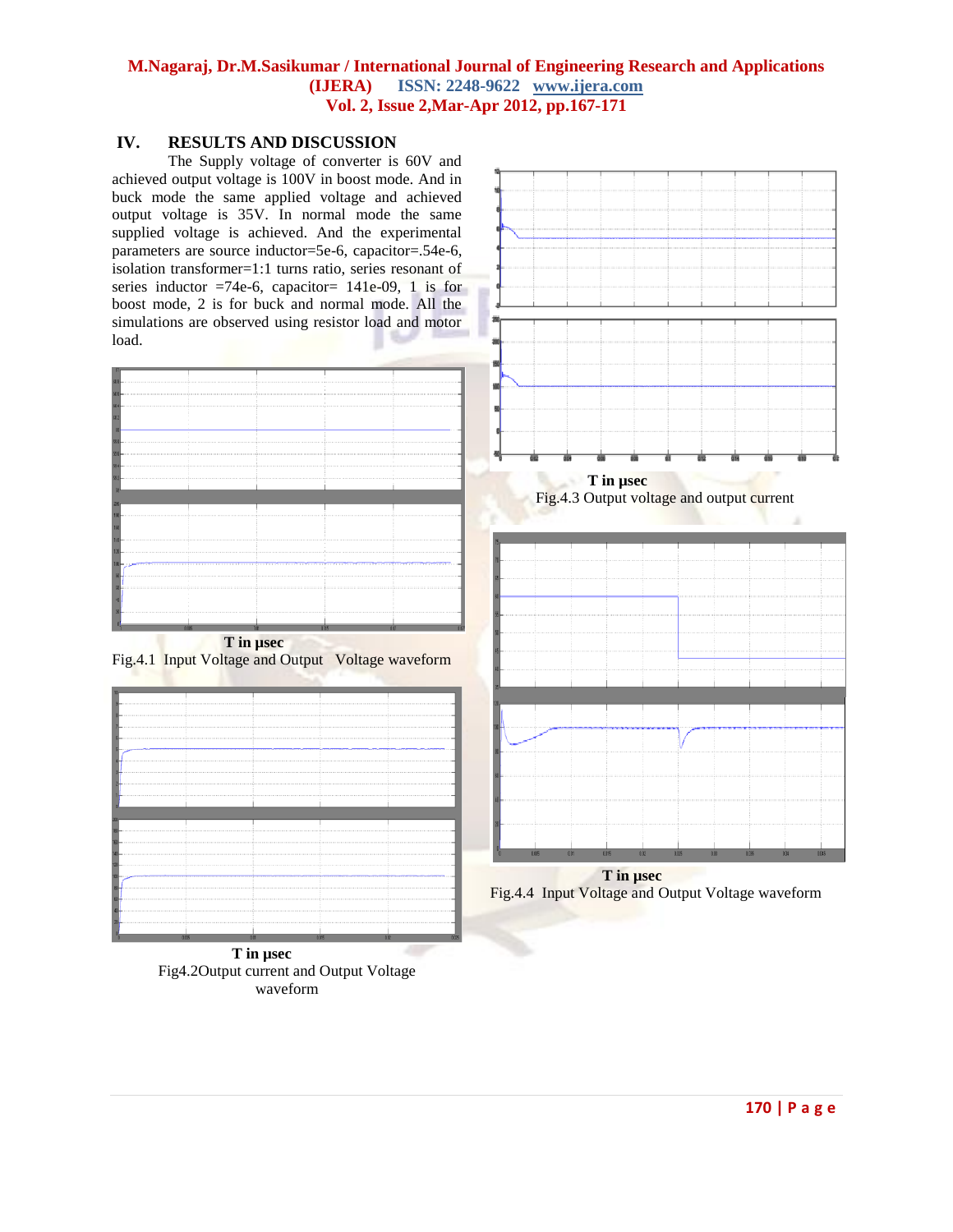## IV. RESULTS AND DISCUSSION

The Supply voltage of converter is 60V and achieved output voltage is 100V in boost mode. And in buck mode the same applied voltage and achieved output voltage is 35V. In normal mode the same supplied voltage is achieved. And the experimental parameters are source inductor=5e-6, capacitor=.54e-6, isolation transformer=1:1 turns ratio, series resonant of series inductor =74e-6, capacitor= 141e-09, 1 is for boost mode, 2 is for buck and normal mode. All the simulations are observed using resistor load and motor load.

**T in μsec**

Fig.4.1 Input Voltage and Output Voltage waveform

**T in μsec**

Fig4.2Output current and Output Voltage waveform

**T in μsec**

Fig.4.3 Output voltage and output current

**T in μsec**

Fig.4.4 Input Voltage and Output Voltage waveform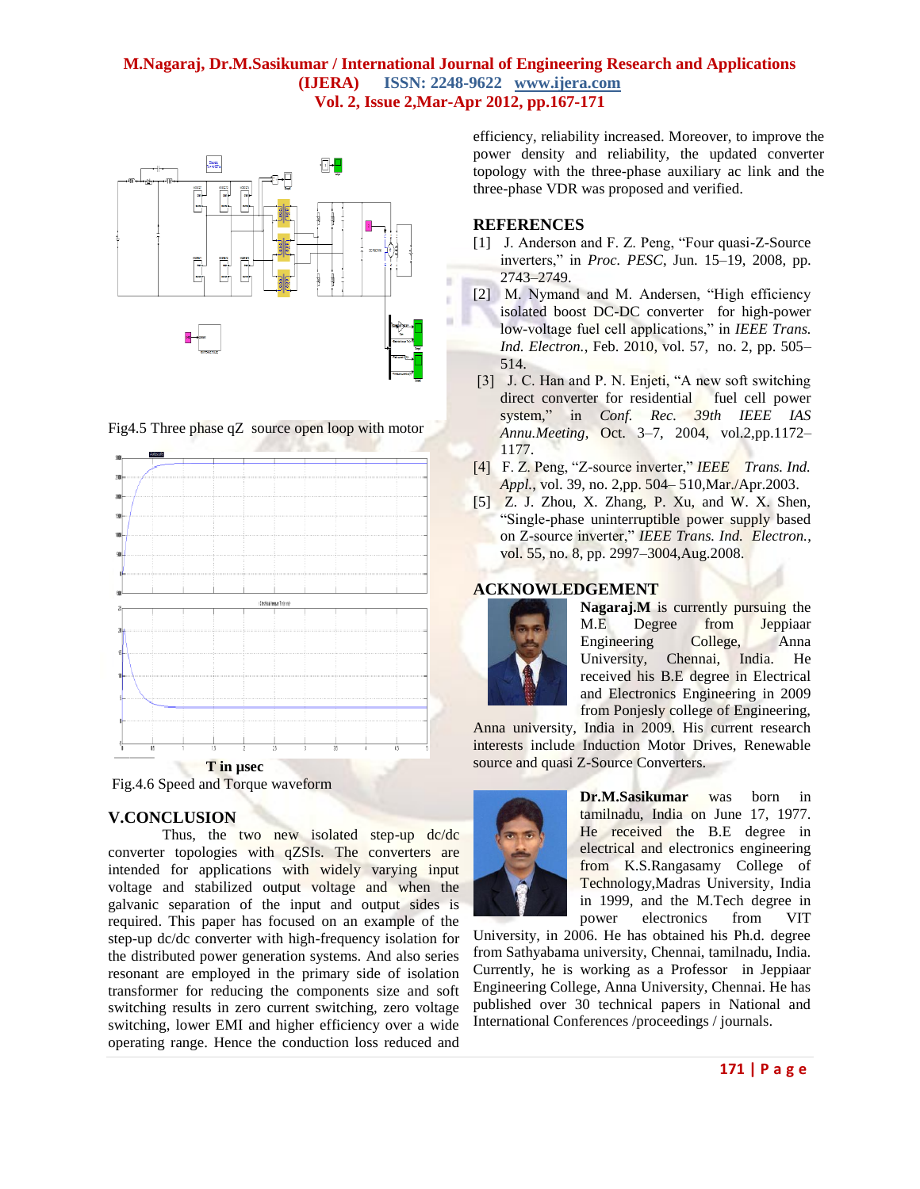Fig4.5 Three phase qZ source open loop with motor

T in µsec

Fig.4.6 Speed and Torque waveform

## V.CONCLUSION

Thus, the two new isolated step-up dc/dc converter topologies with qZSIs. The converters are intended for applications with widely varying input voltage and stabilized output voltage and when the galvanic separation of the input and output sides is required. This paper has focused on an example of the step-up dc/dc converter with high-frequency isolation for the distributed power generation systems. And also series resonant are employed in the primary side of isolation transformer for reducing the components size and soft switching results in zero current switching, zero voltage switching, lower EMI and higher efficiency over a wide operating range. Hence the conduction loss reduced and efficiency, reliability increased. Moreover, to improve the power density and reliability, the updated converter topology with the three-phase auxiliary ac link and the three-phase VDR was proposed and verified.

## REFERENCES

[1] J. Anderson and F. Z. Peng, "Four quasi-Z-Source inverters," in *Proc. PESC*, Jun. 15–19, 2008, pp. 2743–2749.

[2] M. Nymand and M. Andersen, "High efficiency isolated boost DC-DC converter for high-power low-voltage fuel cell applications," in *IEEE Trans. Ind. Electron.*, Feb. 2010, vol. 57, no. 2, pp. 505–514.

[3] J. C. Han and P. N. Enjeti, "A new soft switching direct converter for residential fuel cell power system," in *Conf. Rec. 39th IEEE IAS Annu.Meeting*, Oct. 3–7, 2004, vol.2,pp.1172–1177.

[4] F. Z. Peng, "Z-source inverter," *IEEE Trans. Ind. Appl.*, vol. 39, no. 2,pp. 504– 510,Mar./Apr.2003.

[5] Z. J. Zhou, X. Zhang, P. Xu, and W. X. Shen, "Single-phase uninterruptible power supply based on Z-source inverter," *IEEE Trans. Ind. Electron.*, vol. 55, no. 8, pp. 2997–3004,Aug.2008.

## ACKNOWLEDGEMENT

**Nagaraj.M** is currently pursuing the M.E Degree from Jeppiaar Engineering College, Anna University, Chennai, India. He received his B.E degree in Electrical and Electronics Engineering in 2009 from Ponjesly college of Engineering, Anna university, India in 2009. His current research interests include Induction Motor Drives, Renewable source and quasi Z-Source Converters.

**Dr.M.Sasikumar** was born in tamilnadu, India on June 17, 1977. He received the B.E degree in electrical and electronics engineering from K.S.Rangasamy College of Technology,Madras University, India in 1999, and the M.Tech degree in power electronics from VIT University, in 2006. He has obtained his Ph.d. degree from Sathyabama university, Chennai, tamilnadu, India. Currently, he is working as a Professor in Jeppiaar Engineering College, Anna University, Chennai. He has published over 30 technical papers in National and International Conferences /proceedings / journals.